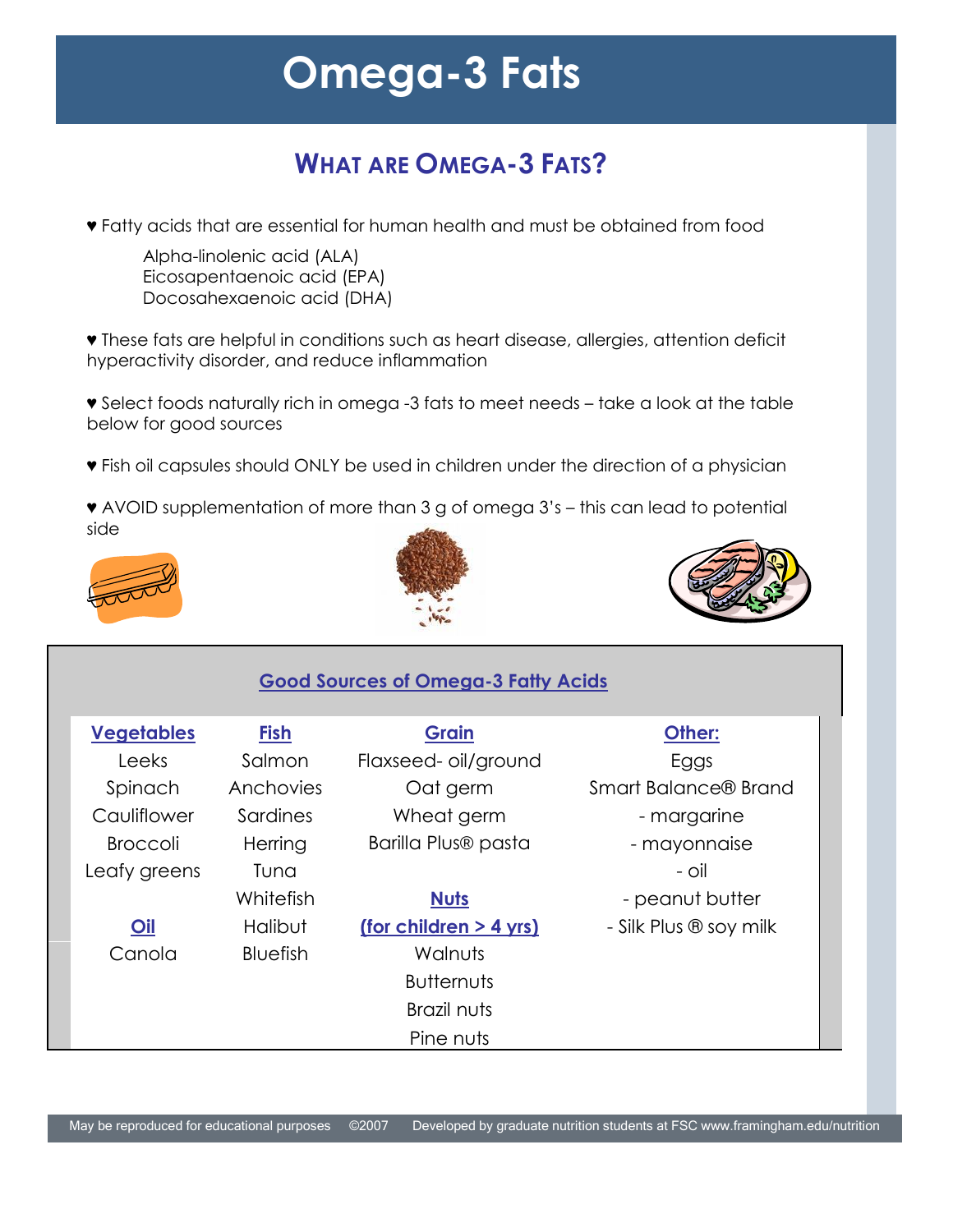# Omega-3 Fats

## What are Omega-3 Fats?

♥ Fatty acids that are essential for human health and must be obtained from food

Alpha-linolenic acid (ALA)
Eicosapentaenoic acid (EPA)
Docosahexaenoic acid (DHA)

♥ These fats are helpful in conditions such as heart disease, allergies, attention deficit hyperactivity disorder, and reduce inflammation

♥ Select foods naturally rich in omega -3 fats to meet needs – take a look at the table below for good sources

♥ Fish oil capsules should ONLY be used in children under the direction of a physician

♥ AVOID supplementation of more than 3 g of omega 3's – this can lead to potential side

### Good Sources of Omega-3 Fatty Acids

| Vegetables | Fish | Grain | Other: |
|---|---|---|---|
| Leeks | Salmon | Flaxseed- oil/ground | Eggs |
| Spinach | Anchovies | Oat germ | Smart Balance® Brand |
| Cauliflower | Sardines | Wheat germ | - margarine |
| Broccoli | Herring | Barilla Plus® pasta | - mayonnaise |
| Leafy greens | Tuna | | - oil |
| | Whitefish | **Nuts** | - peanut butter |
| **Oil** | Halibut | **(for children > 4 yrs)** | - Silk Plus ® soy milk |
| Canola | Bluefish | Walnuts | |
| | | Butternuts | |
| | | Brazil nuts | |
| | | Pine nuts | |

May be reproduced for educational purposes ©2007 Developed by graduate nutrition students at FSC www.framingham.edu/nutrition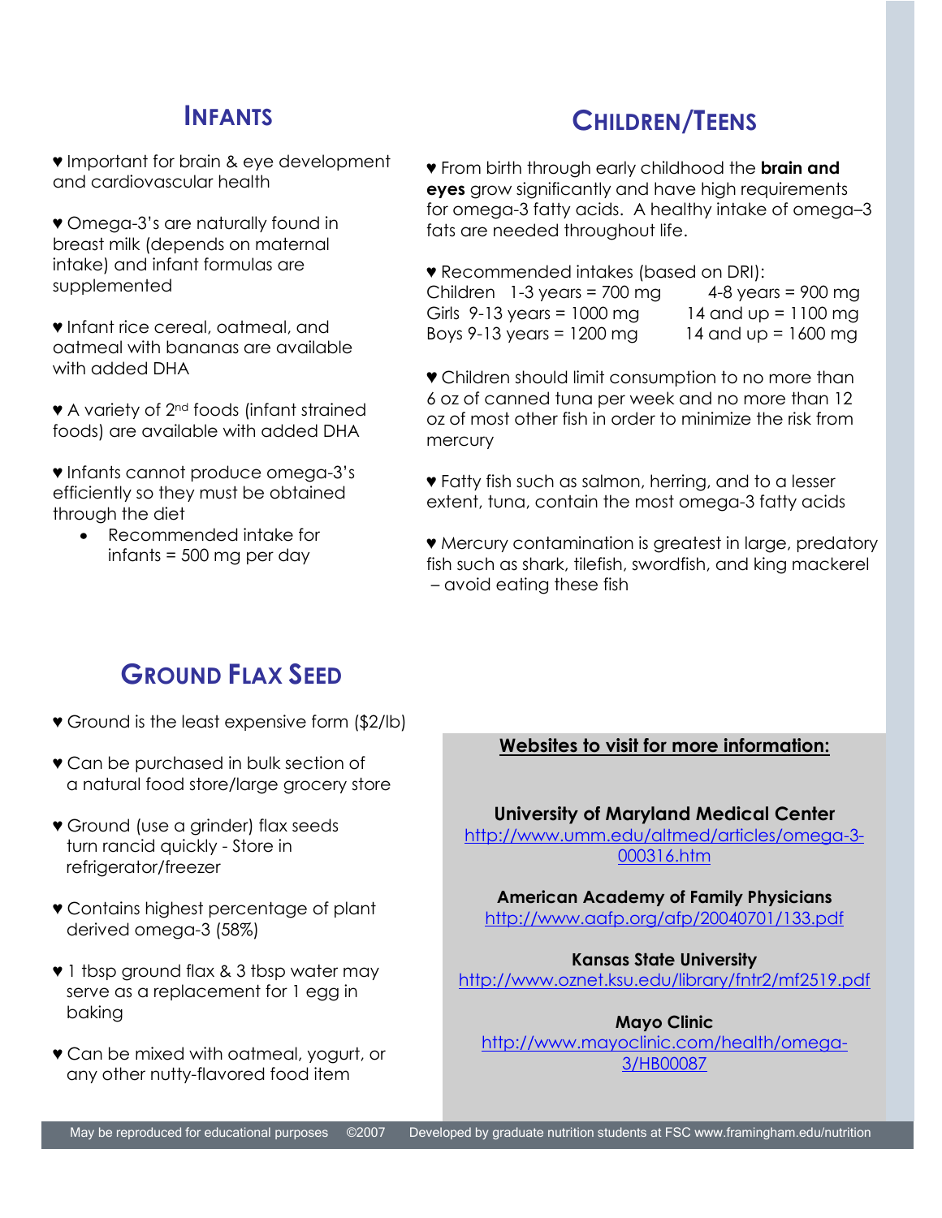## INFANTS

♥ Important for brain & eye development and cardiovascular health

♥ Omega-3's are naturally found in breast milk (depends on maternal intake) and infant formulas are supplemented

♥ Infant rice cereal, oatmeal, and oatmeal with bananas are available with added DHA

♥ A variety of 2nd foods (infant strained foods) are available with added DHA

♥ Infants cannot produce omega-3's efficiently so they must be obtained through the diet

- Recommended intake for infants = 500 mg per day

## CHILDREN/TEENS

♥ From birth through early childhood the **brain and eyes** grow significantly and have high requirements for omega-3 fatty acids. A healthy intake of omega–3 fats are needed throughout life.

♥ Recommended intakes (based on DRI):

| | | |
|---|---|---|
| Children | 1-3 years = 700 mg | 4-8 years = 900 mg |
| Girls | 9-13 years = 1000 mg | 14 and up = 1100 mg |
| Boys | 9-13 years = 1200 mg | 14 and up = 1600 mg |

♥ Children should limit consumption to no more than 6 oz of canned tuna per week and no more than 12 oz of most other fish in order to minimize the risk from mercury

♥ Fatty fish such as salmon, herring, and to a lesser extent, tuna, contain the most omega-3 fatty acids

♥ Mercury contamination is greatest in large, predatory fish such as shark, tilefish, swordfish, and king mackerel – avoid eating these fish

## GROUND FLAX SEED

♥ Ground is the least expensive form ($2/lb)

♥ Can be purchased in bulk section of a natural food store/large grocery store

♥ Ground (use a grinder) flax seeds turn rancid quickly - Store in refrigerator/freezer

♥ Contains highest percentage of plant derived omega-3 (58%)

♥ 1 tbsp ground flax & 3 tbsp water may serve as a replacement for 1 egg in baking

♥ Can be mixed with oatmeal, yogurt, or any other nutty-flavored food item

**Websites to visit for more information:**

**University of Maryland Medical Center**
http://www.umm.edu/altmed/articles/omega-3-000316.htm

**American Academy of Family Physicians**
http://www.aafp.org/afp/20040701/133.pdf

**Kansas State University**
http://www.oznet.ksu.edu/library/fntr2/mf2519.pdf

**Mayo Clinic**
http://www.mayoclinic.com/health/omega-3/HB00087

May be reproduced for educational purposes ©2007 Developed by graduate nutrition students at FSC www.framingham.edu/nutrition